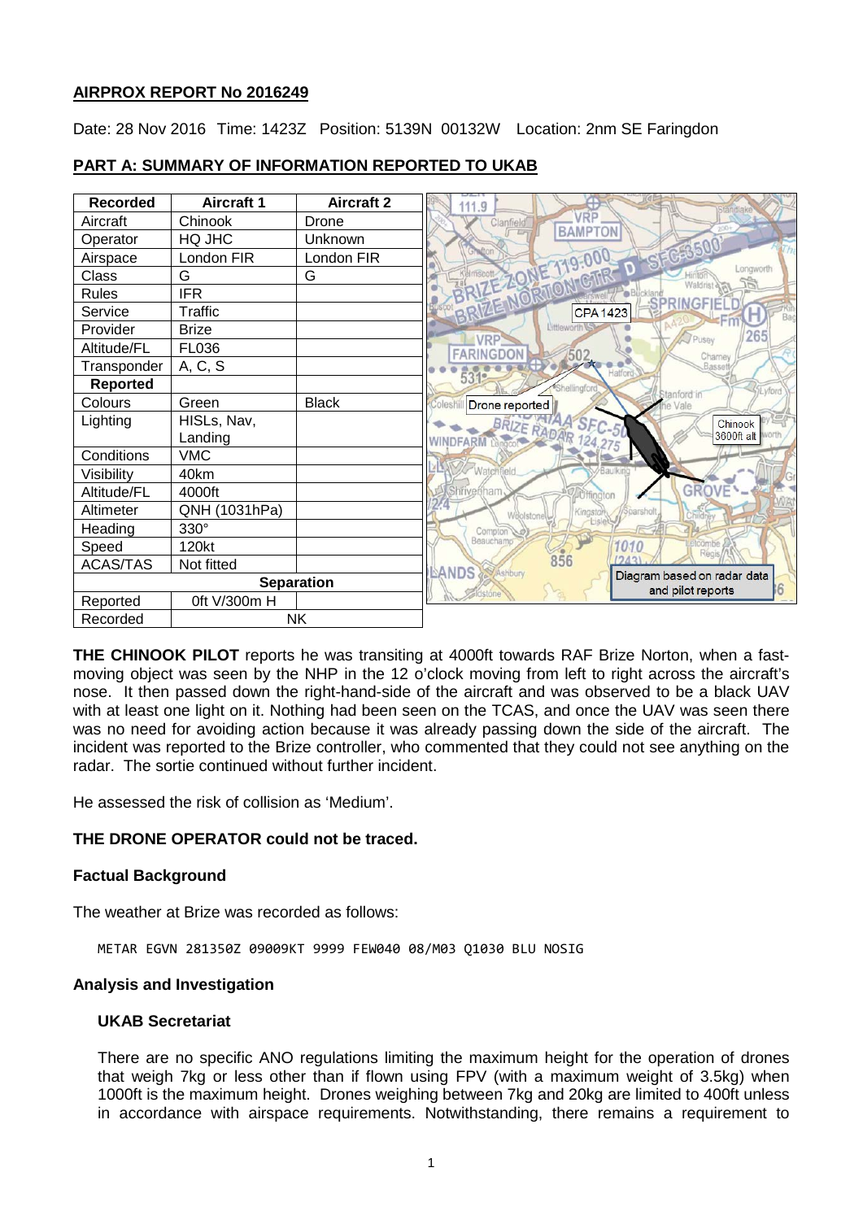## AIRPROX REPORT No 2016249

Date: 28 Nov 2016 Time: 1423Z Position: 5139N 00132W Location: 2nm SE Faringdon

### PART A: SUMMARY OF INFORMATION REPORTED TO UKAB

| Recorded | Aircraft 1 | Aircraft 2 |
|---|---|---|
| Aircraft | Chinook | Drone |
| Operator | HQ JHC | Unknown |
| Airspace | London FIR | London FIR |
| Class | G | G |
| Rules | IFR | |
| Service | Traffic | |
| Provider | Brize | |
| Altitude/FL | FL036 | |
| Transponder | A, C, S | |
| **Reported** | | |
| Colours | Green | Black |
| Lighting | HISLs, Nav, Landing | |
| Conditions | VMC | |
| Visibility | 40km | |
| Altitude/FL | 4000ft | |
| Altimeter | QNH (1031hPa) | |
| Heading | 330° | |
| Speed | 120kt | |
| ACAS/TAS | Not fitted | |
| **Separation** | | |
| Reported | 0ft V/300m H | |
| Recorded | NK | |

**THE CHINOOK PILOT** reports he was transiting at 4000ft towards RAF Brize Norton, when a fast-moving object was seen by the NHP in the 12 o'clock moving from left to right across the aircraft's nose. It then passed down the right-hand-side of the aircraft and was observed to be a black UAV with at least one light on it. Nothing had been seen on the TCAS, and once the UAV was seen there was no need for avoiding action because it was already passing down the side of the aircraft. The incident was reported to the Brize controller, who commented that they could not see anything on the radar. The sortie continued without further incident.

He assessed the risk of collision as 'Medium'.

**THE DRONE OPERATOR could not be traced.**

### Factual Background

The weather at Brize was recorded as follows:

```
METAR EGVN 281350Z 09009KT 9999 FEW040 08/M03 Q1030 BLU NOSIG
```

### Analysis and Investigation

#### UKAB Secretariat

There are no specific ANO regulations limiting the maximum height for the operation of drones that weigh 7kg or less other than if flown using FPV (with a maximum weight of 3.5kg) when 1000ft is the maximum height. Drones weighing between 7kg and 20kg are limited to 400ft unless in accordance with airspace requirements. Notwithstanding, there remains a requirement to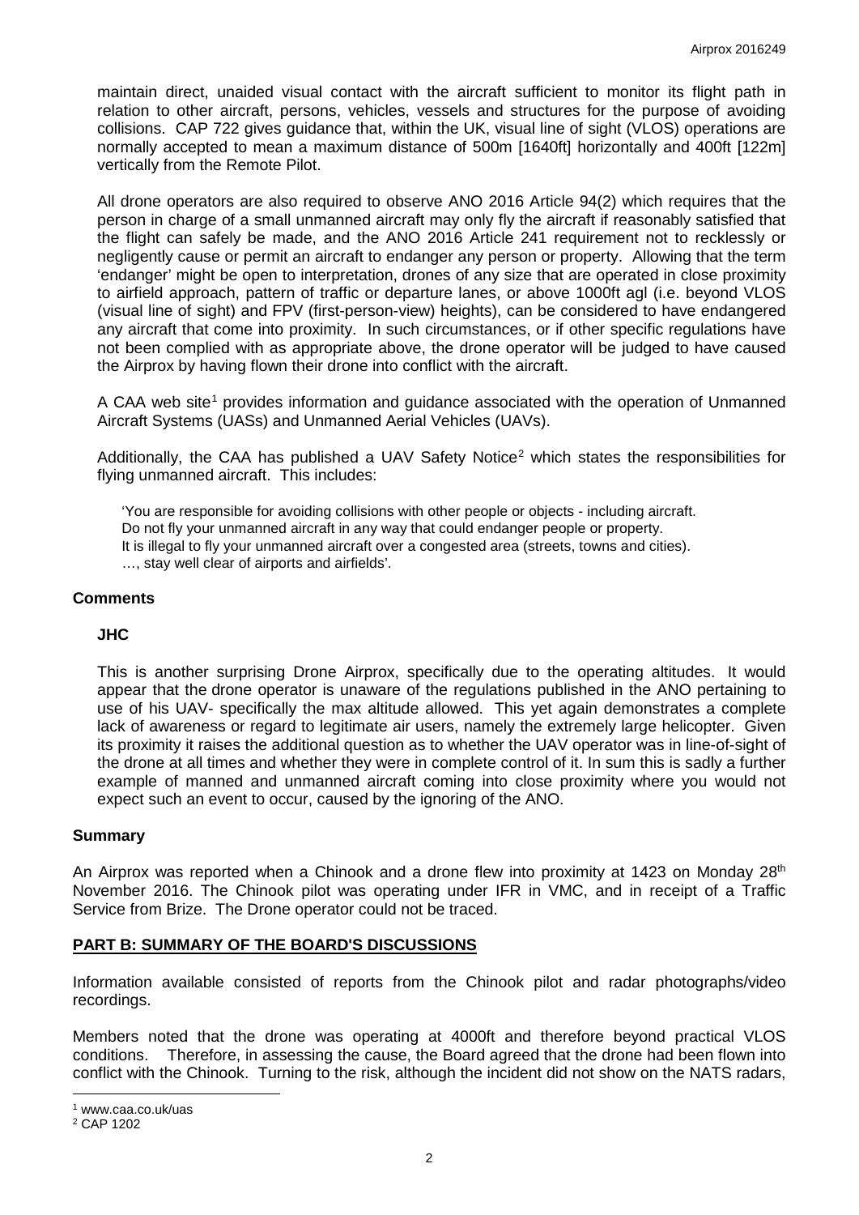maintain direct, unaided visual contact with the aircraft sufficient to monitor its flight path in relation to other aircraft, persons, vehicles, vessels and structures for the purpose of avoiding collisions. CAP 722 gives guidance that, within the UK, visual line of sight (VLOS) operations are normally accepted to mean a maximum distance of 500m [1640ft] horizontally and 400ft [122m] vertically from the Remote Pilot.

All drone operators are also required to observe ANO 2016 Article 94(2) which requires that the person in charge of a small unmanned aircraft may only fly the aircraft if reasonably satisfied that the flight can safely be made, and the ANO 2016 Article 241 requirement not to recklessly or negligently cause or permit an aircraft to endanger any person or property. Allowing that the term 'endanger' might be open to interpretation, drones of any size that are operated in close proximity to airfield approach, pattern of traffic or departure lanes, or above 1000ft agl (i.e. beyond VLOS (visual line of sight) and FPV (first-person-view) heights), can be considered to have endangered any aircraft that come into proximity. In such circumstances, or if other specific regulations have not been complied with as appropriate above, the drone operator will be judged to have caused the Airprox by having flown their drone into conflict with the aircraft.

A CAA web site[1] provides information and guidance associated with the operation of Unmanned Aircraft Systems (UASs) and Unmanned Aerial Vehicles (UAVs).

Additionally, the CAA has published a UAV Safety Notice[2] which states the responsibilities for flying unmanned aircraft. This includes:

> 'You are responsible for avoiding collisions with other people or objects - including aircraft.
> Do not fly your unmanned aircraft in any way that could endanger people or property.
> It is illegal to fly your unmanned aircraft over a congested area (streets, towns and cities).
> …, stay well clear of airports and airfields'.

## Comments

### JHC

This is another surprising Drone Airprox, specifically due to the operating altitudes. It would appear that the drone operator is unaware of the regulations published in the ANO pertaining to use of his UAV- specifically the max altitude allowed. This yet again demonstrates a complete lack of awareness or regard to legitimate air users, namely the extremely large helicopter. Given its proximity it raises the additional question as to whether the UAV operator was in line-of-sight of the drone at all times and whether they were in complete control of it. In sum this is sadly a further example of manned and unmanned aircraft coming into close proximity where you would not expect such an event to occur, caused by the ignoring of the ANO.

## Summary

An Airprox was reported when a Chinook and a drone flew into proximity at 1423 on Monday 28th November 2016. The Chinook pilot was operating under IFR in VMC, and in receipt of a Traffic Service from Brize. The Drone operator could not be traced.

## PART B: SUMMARY OF THE BOARD'S DISCUSSIONS

Information available consisted of reports from the Chinook pilot and radar photographs/video recordings.

Members noted that the drone was operating at 4000ft and therefore beyond practical VLOS conditions. Therefore, in assessing the cause, the Board agreed that the drone had been flown into conflict with the Chinook. Turning to the risk, although the incident did not show on the NATS radars,

---

[1] www.caa.co.uk/uas

[2] CAP 1202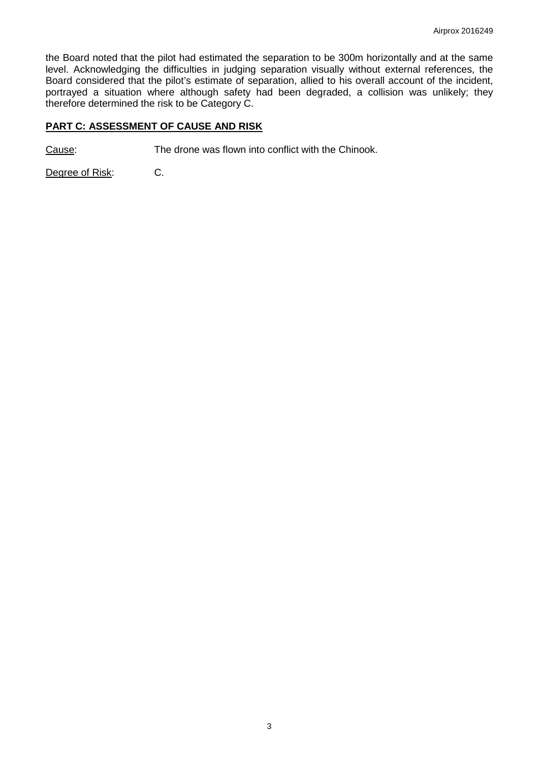the Board noted that the pilot had estimated the separation to be 300m horizontally and at the same level. Acknowledging the difficulties in judging separation visually without external references, the Board considered that the pilot's estimate of separation, allied to his overall account of the incident, portrayed a situation where although safety had been degraded, a collision was unlikely; they therefore determined the risk to be Category C.

## PART C: ASSESSMENT OF CAUSE AND RISK

Cause: The drone was flown into conflict with the Chinook.

Degree of Risk: C.